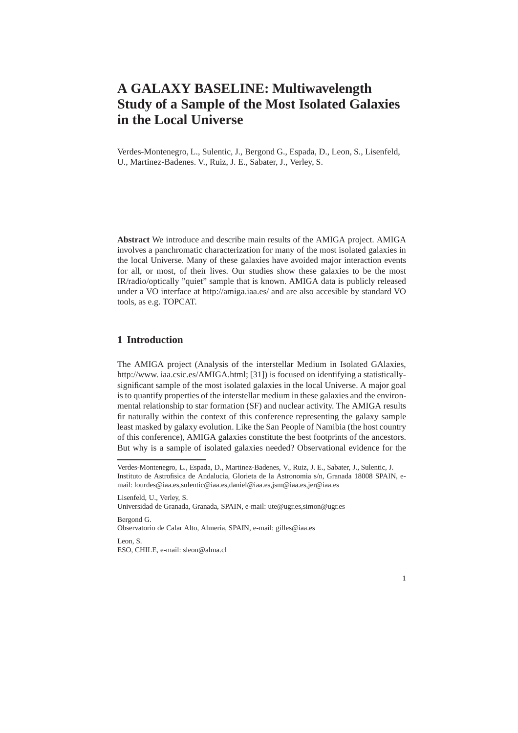# A GALAXY BASELINE: Multiwavelength Study of a Sample of the Most Isolated Galaxies in the Local Universe

Verdes-Montenegro, L., Sulentic, J., Bergond G., Espada, D., Leon, S., Lisenfeld, U., Martinez-Badenes. V., Ruiz, J. E., Sabater, J., Verley, S.

**Abstract** We introduce and describe main results of the AMIGA project. AMIGA involves a panchromatic characterization for many of the most isolated galaxies in the local Universe. Many of these galaxies have avoided major interaction events for all, or most, of their lives. Our studies show these galaxies to be the most IR/radio/optically "quiet" sample that is known. AMIGA data is publicly released under a VO interface at http://amiga.iaa.es/ and are also accesible by standard VO tools, as e.g. TOPCAT.

## 1 Introduction

The AMIGA project (Analysis of the interstellar Medium in Isolated GAlaxies, http://www. iaa.csic.es/AMIGA.html; [31]) is focused on identifying a statistically-significant sample of the most isolated galaxies in the local Universe. A major goal is to quantify properties of the interstellar medium in these galaxies and the environmental relationship to star formation (SF) and nuclear activity. The AMIGA results fir naturally within the context of this conference representing the galaxy sample least masked by galaxy evolution. Like the San People of Namibia (the host country of this conference), AMIGA galaxies constitute the best footprints of the ancestors. But why is a sample of isolated galaxies needed? Observational evidence for the

---

Verdes-Montenegro, L., Espada, D., Martinez-Badenes, V., Ruiz, J. E., Sabater, J., Sulentic, J.
Instituto de Astrofisica de Andalucia, Glorieta de la Astronomia s/n, Granada 18008 SPAIN, e-mail: lourdes@iaa.es,sulentic@iaa.es,daniel@iaa.es,jsm@iaa.es,jer@iaa.es

Lisenfeld, U., Verley, S.
Universidad de Granada, Granada, SPAIN, e-mail: ute@ugr.es,simon@ugr.es

Bergond G.
Observatorio de Calar Alto, Almeria, SPAIN, e-mail: gilles@iaa.es

Leon, S.
ESO, CHILE, e-mail: sleon@alma.cl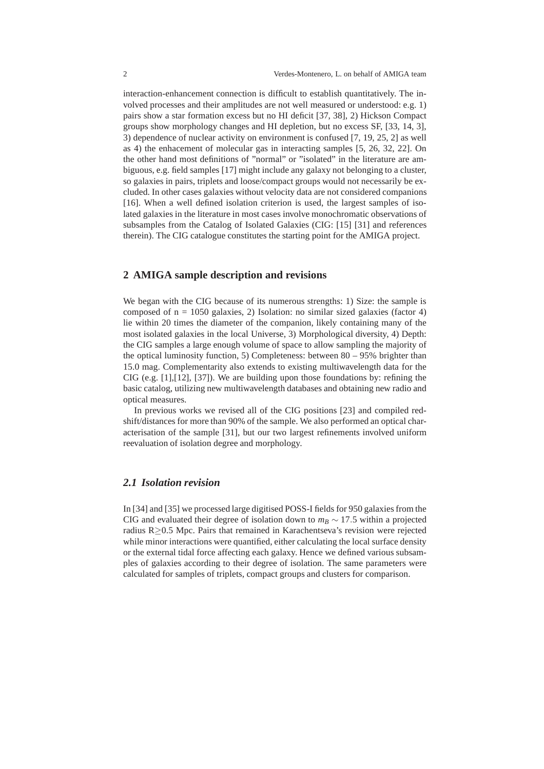interaction-enhancement connection is difficult to establish quantitatively. The involved processes and their amplitudes are not well measured or understood: e.g. 1) pairs show a star formation excess but no HI deficit [37, 38], 2) Hickson Compact groups show morphology changes and HI depletion, but no excess SF, [33, 14, 3], 3) dependence of nuclear activity on environment is confused [7, 19, 25, 2] as well as 4) the enhacement of molecular gas in interacting samples [5, 26, 32, 22]. On the other hand most definitions of "normal" or "isolated" in the literature are ambiguous, e.g. field samples [17] might include any galaxy not belonging to a cluster, so galaxies in pairs, triplets and loose/compact groups would not necessarily be excluded. In other cases galaxies without velocity data are not considered companions [16]. When a well defined isolation criterion is used, the largest samples of isolated galaxies in the literature in most cases involve monochromatic observations of subsamples from the Catalog of Isolated Galaxies (CIG: [15] [31] and references therein). The CIG catalogue constitutes the starting point for the AMIGA project.

## 2 AMIGA sample description and revisions

We began with the CIG because of its numerous strengths: 1) Size: the sample is composed of n = 1050 galaxies, 2) Isolation: no similar sized galaxies (factor 4) lie within 20 times the diameter of the companion, likely containing many of the most isolated galaxies in the local Universe, 3) Morphological diversity, 4) Depth: the CIG samples a large enough volume of space to allow sampling the majority of the optical luminosity function, 5) Completeness: between 80 – 95% brighter than 15.0 mag. Complementarity also extends to existing multiwavelength data for the CIG (e.g. [1],[12], [37]). We are building upon those foundations by: refining the basic catalog, utilizing new multiwavelength databases and obtaining new radio and optical measures.

In previous works we revised all of the CIG positions [23] and compiled redshift/distances for more than 90% of the sample. We also performed an optical characterisation of the sample [31], but our two largest refinements involved uniform reevaluation of isolation degree and morphology.

### *2.1 Isolation revision*

In [34] and [35] we processed large digitised POSS-I fields for 950 galaxies from the CIG and evaluated their degree of isolation down to $m_B \sim 17.5$ within a projected radius R$\geq$0.5 Mpc. Pairs that remained in Karachentseva's revision were rejected while minor interactions were quantified, either calculating the local surface density or the external tidal force affecting each galaxy. Hence we defined various subsamples of galaxies according to their degree of isolation. The same parameters were calculated for samples of triplets, compact groups and clusters for comparison.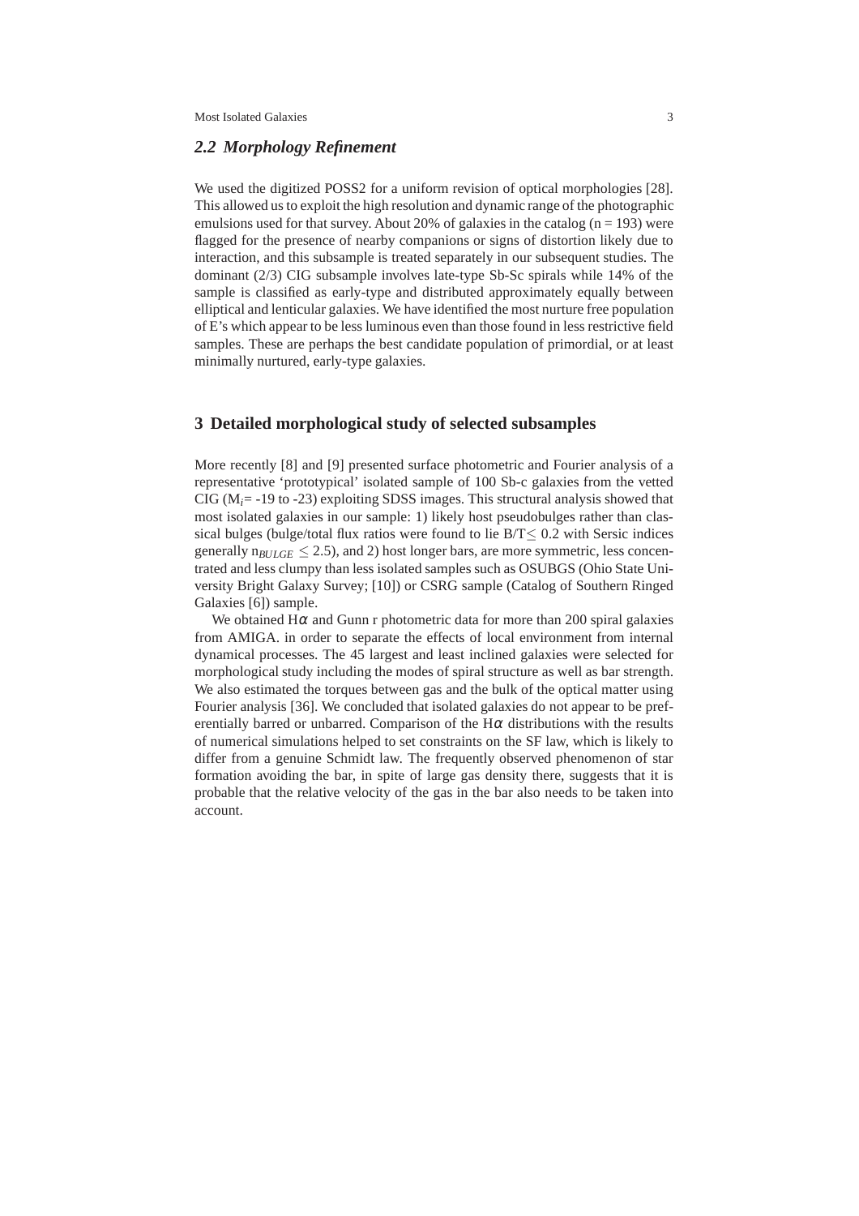### 2.2 Morphology Refinement

We used the digitized POSS2 for a uniform revision of optical morphologies [28]. This allowed us to exploit the high resolution and dynamic range of the photographic emulsions used for that survey. About 20% of galaxies in the catalog (n = 193) were flagged for the presence of nearby companions or signs of distortion likely due to interaction, and this subsample is treated separately in our subsequent studies. The dominant (2/3) CIG subsample involves late-type Sb-Sc spirals while 14% of the sample is classified as early-type and distributed approximately equally between elliptical and lenticular galaxies. We have identified the most nurture free population of E's which appear to be less luminous even than those found in less restrictive field samples. These are perhaps the best candidate population of primordial, or at least minimally nurtured, early-type galaxies.

## 3 Detailed morphological study of selected subsamples

More recently [8] and [9] presented surface photometric and Fourier analysis of a representative 'prototypical' isolated sample of 100 Sb-c galaxies from the vetted CIG ($M_i$= -19 to -23) exploiting SDSS images. This structural analysis showed that most isolated galaxies in our sample: 1) likely host pseudobulges rather than classical bulges (bulge/total flux ratios were found to lie B/T$\leq$ 0.2 with Sersic indices generally $n_{BULGE} \leq 2.5$), and 2) host longer bars, are more symmetric, less concentrated and less clumpy than less isolated samples such as OSUBGS (Ohio State University Bright Galaxy Survey; [10]) or CSRG sample (Catalog of Southern Ringed Galaxies [6]) sample.

We obtained H$\alpha$ and Gunn r photometric data for more than 200 spiral galaxies from AMIGA. in order to separate the effects of local environment from internal dynamical processes. The 45 largest and least inclined galaxies were selected for morphological study including the modes of spiral structure as well as bar strength. We also estimated the torques between gas and the bulk of the optical matter using Fourier analysis [36]. We concluded that isolated galaxies do not appear to be preferentially barred or unbarred. Comparison of the H$\alpha$ distributions with the results of numerical simulations helped to set constraints on the SF law, which is likely to differ from a genuine Schmidt law. The frequently observed phenomenon of star formation avoiding the bar, in spite of large gas density there, suggests that it is probable that the relative velocity of the gas in the bar also needs to be taken into account.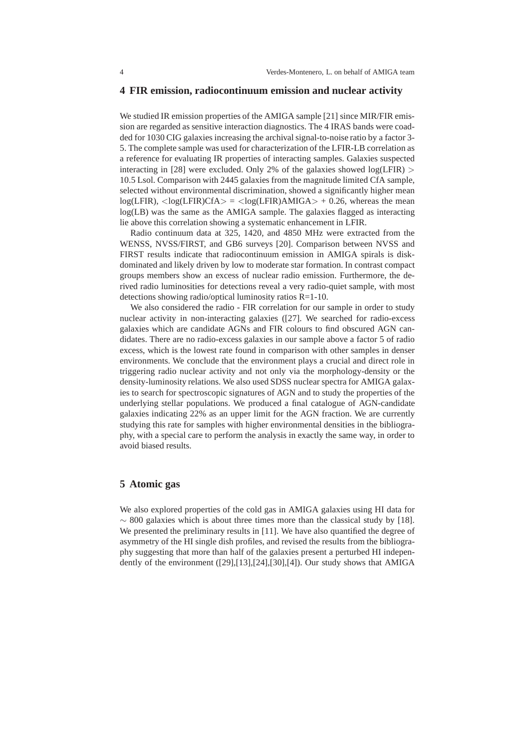## 4 FIR emission, radiocontinuum emission and nuclear activity

We studied IR emission properties of the AMIGA sample [21] since MIR/FIR emission are regarded as sensitive interaction diagnostics. The 4 IRAS bands were coadded for 1030 CIG galaxies increasing the archival signal-to-noise ratio by a factor 3-5. The complete sample was used for characterization of the LFIR-LB correlation as a reference for evaluating IR properties of interacting samples. Galaxies suspected interacting in [28] were excluded. Only 2% of the galaxies showed log(LFIR) $>$ 10.5 Lsol. Comparison with 2445 galaxies from the magnitude limited CfA sample, selected without environmental discrimination, showed a significantly higher mean log(LFIR), $<$log(LFIR)CfA$>$ = $<$log(LFIR)AMIGA$>$ + 0.26, whereas the mean log(LB) was the same as the AMIGA sample. The galaxies flagged as interacting lie above this correlation showing a systematic enhancement in LFIR.

Radio continuum data at 325, 1420, and 4850 MHz were extracted from the WENSS, NVSS/FIRST, and GB6 surveys [20]. Comparison between NVSS and FIRST results indicate that radiocontinuum emission in AMIGA spirals is disk-dominated and likely driven by low to moderate star formation. In contrast compact groups members show an excess of nuclear radio emission. Furthermore, the derived radio luminosities for detections reveal a very radio-quiet sample, with most detections showing radio/optical luminosity ratios R=1-10.

We also considered the radio - FIR correlation for our sample in order to study nuclear activity in non-interacting galaxies ([27]. We searched for radio-excess galaxies which are candidate AGNs and FIR colours to find obscured AGN candidates. There are no radio-excess galaxies in our sample above a factor 5 of radio excess, which is the lowest rate found in comparison with other samples in denser environments. We conclude that the environment plays a crucial and direct role in triggering radio nuclear activity and not only via the morphology-density or the density-luminosity relations. We also used SDSS nuclear spectra for AMIGA galaxies to search for spectroscopic signatures of AGN and to study the properties of the underlying stellar populations. We produced a final catalogue of AGN-candidate galaxies indicating 22% as an upper limit for the AGN fraction. We are currently studying this rate for samples with higher environmental densities in the bibliography, with a special care to perform the analysis in exactly the same way, in order to avoid biased results.

## 5 Atomic gas

We also explored properties of the cold gas in AMIGA galaxies using HI data for $\sim$ 800 galaxies which is about three times more than the classical study by [18]. We presented the preliminary results in [11]. We have also quantified the degree of asymmetry of the HI single dish profiles, and revised the results from the bibliography suggesting that more than half of the galaxies present a perturbed HI independently of the environment ([29],[13],[24],[30],[4]). Our study shows that AMIGA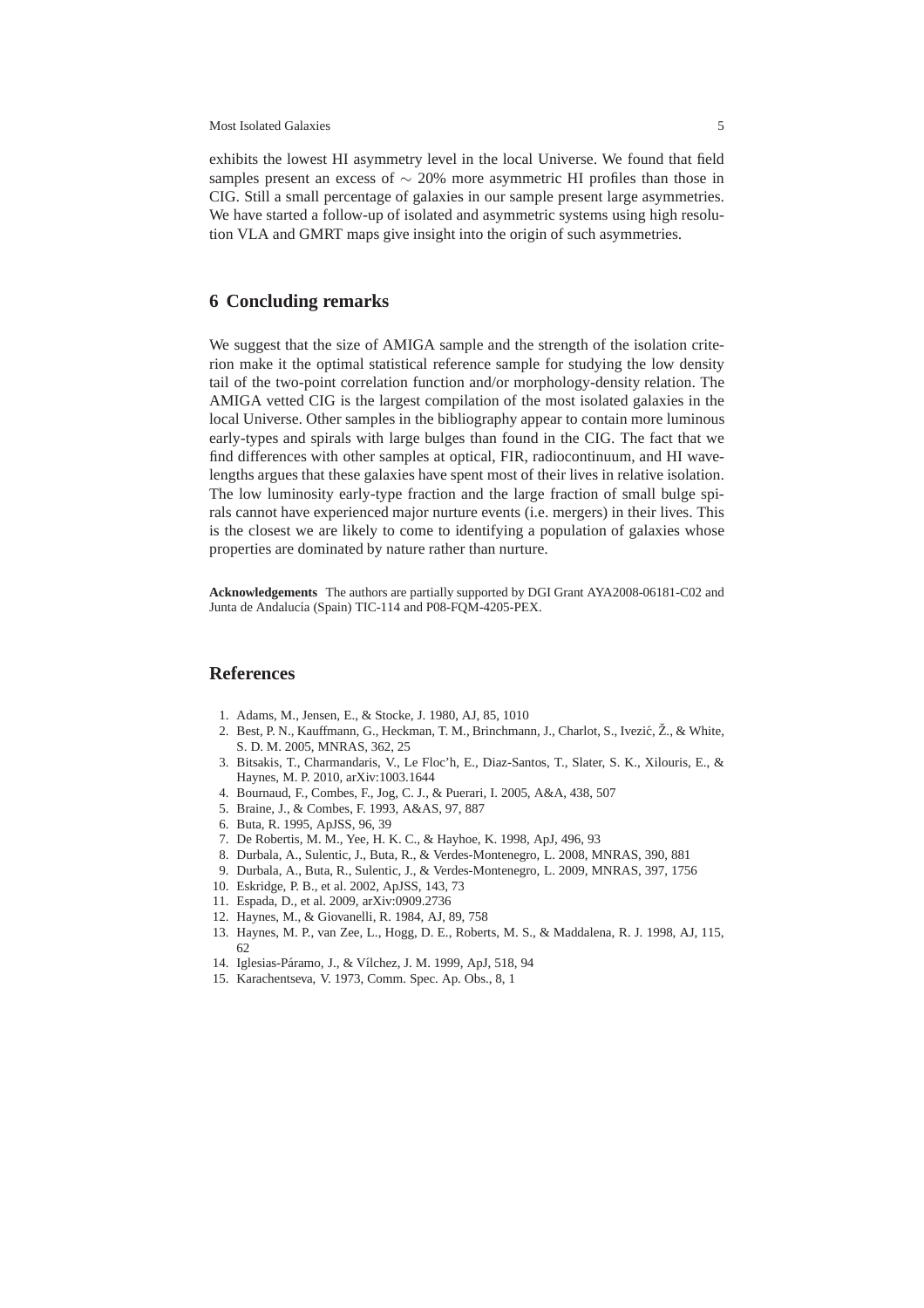exhibits the lowest HI asymmetry level in the local Universe. We found that field samples present an excess of $\sim$ 20% more asymmetric HI profiles than those in CIG. Still a small percentage of galaxies in our sample present large asymmetries. We have started a follow-up of isolated and asymmetric systems using high resolution VLA and GMRT maps give insight into the origin of such asymmetries.

## 6 Concluding remarks

We suggest that the size of AMIGA sample and the strength of the isolation criterion make it the optimal statistical reference sample for studying the low density tail of the two-point correlation function and/or morphology-density relation. The AMIGA vetted CIG is the largest compilation of the most isolated galaxies in the local Universe. Other samples in the bibliography appear to contain more luminous early-types and spirals with large bulges than found in the CIG. The fact that we find differences with other samples at optical, FIR, radiocontinuum, and HI wavelengths argues that these galaxies have spent most of their lives in relative isolation. The low luminosity early-type fraction and the large fraction of small bulge spirals cannot have experienced major nurture events (i.e. mergers) in their lives. This is the closest we are likely to come to identifying a population of galaxies whose properties are dominated by nature rather than nurture.

**Acknowledgements** The authors are partially supported by DGI Grant AYA2008-06181-C02 and Junta de Andalucía (Spain) TIC-114 and P08-FQM-4205-PEX.

## References

1. Adams, M., Jensen, E., & Stocke, J. 1980, AJ, 85, 1010
2. Best, P. N., Kauffmann, G., Heckman, T. M., Brinchmann, J., Charlot, S., Ivezić, Ž., & White, S. D. M. 2005, MNRAS, 362, 25
3. Bitsakis, T., Charmandaris, V., Le Floc'h, E., Diaz-Santos, T., Slater, S. K., Xilouris, E., & Haynes, M. P. 2010, arXiv:1003.1644
4. Bournaud, F., Combes, F., Jog, C. J., & Puerari, I. 2005, A&A, 438, 507
5. Braine, J., & Combes, F. 1993, A&AS, 97, 887
6. Buta, R. 1995, ApJSS, 96, 39
7. De Robertis, M. M., Yee, H. K. C., & Hayhoe, K. 1998, ApJ, 496, 93
8. Durbala, A., Sulentic, J., Buta, R., & Verdes-Montenegro, L. 2008, MNRAS, 390, 881
9. Durbala, A., Buta, R., Sulentic, J., & Verdes-Montenegro, L. 2009, MNRAS, 397, 1756
10. Eskridge, P. B., et al. 2002, ApJSS, 143, 73
11. Espada, D., et al. 2009, arXiv:0909.2736
12. Haynes, M., & Giovanelli, R. 1984, AJ, 89, 758
13. Haynes, M. P., van Zee, L., Hogg, D. E., Roberts, M. S., & Maddalena, R. J. 1998, AJ, 115, 62
14. Iglesias-Páramo, J., & Vílchez, J. M. 1999, ApJ, 518, 94
15. Karachentseva, V. 1973, Comm. Spec. Ap. Obs., 8, 1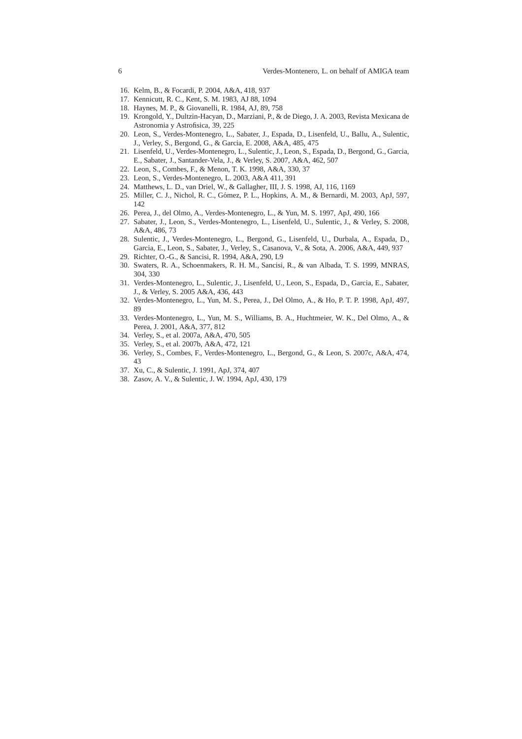16. Kelm, B., & Focardi, P. 2004, A&A, 418, 937
17. Kennicutt, R. C., Kent, S. M. 1983, AJ 88, 1094
18. Haynes, M. P., & Giovanelli, R. 1984, AJ, 89, 758
19. Krongold, Y., Dultzin-Hacyan, D., Marziani, P., & de Diego, J. A. 2003, Revista Mexicana de Astronomia y Astrofisica, 39, 225
20. Leon, S., Verdes-Montenegro, L., Sabater, J., Espada, D., Lisenfeld, U., Ballu, A., Sulentic, J., Verley, S., Bergond, G., & Garcia, E. 2008, A&A, 485, 475
21. Lisenfeld, U., Verdes-Montenegro, L., Sulentic, J., Leon, S., Espada, D., Bergond, G., Garcia, E., Sabater, J., Santander-Vela, J., & Verley, S. 2007, A&A, 462, 507
22. Leon, S., Combes, F., & Menon, T. K. 1998, A&A, 330, 37
23. Leon, S., Verdes-Montenegro, L. 2003, A&A 411, 391
24. Matthews, L. D., van Driel, W., & Gallagher, III, J. S. 1998, AJ, 116, 1169
25. Miller, C. J., Nichol, R. C., Gómez, P. L., Hopkins, A. M., & Bernardi, M. 2003, ApJ, 597, 142
26. Perea, J., del Olmo, A., Verdes-Montenegro, L., & Yun, M. S. 1997, ApJ, 490, 166
27. Sabater, J., Leon, S., Verdes-Montenegro, L., Lisenfeld, U., Sulentic, J., & Verley, S. 2008, A&A, 486, 73
28. Sulentic, J., Verdes-Montenegro, L., Bergond, G., Lisenfeld, U., Durbala, A., Espada, D., Garcia, E., Leon, S., Sabater, J., Verley, S., Casanova, V., & Sota, A. 2006, A&A, 449, 937
29. Richter, O.-G., & Sancisi, R. 1994, A&A, 290, L9
30. Swaters, R. A., Schoenmakers, R. H. M., Sancisi, R., & van Albada, T. S. 1999, MNRAS, 304, 330
31. Verdes-Montenegro, L., Sulentic, J., Lisenfeld, U., Leon, S., Espada, D., Garcia, E., Sabater, J., & Verley, S. 2005 A&A, 436, 443
32. Verdes-Montenegro, L., Yun, M. S., Perea, J., Del Olmo, A., & Ho, P. T. P. 1998, ApJ, 497, 89
33. Verdes-Montenegro, L., Yun, M. S., Williams, B. A., Huchtmeier, W. K., Del Olmo, A., & Perea, J. 2001, A&A, 377, 812
34. Verley, S., et al. 2007a, A&A, 470, 505
35. Verley, S., et al. 2007b, A&A, 472, 121
36. Verley, S., Combes, F., Verdes-Montenegro, L., Bergond, G., & Leon, S. 2007c, A&A, 474, 43
37. Xu, C., & Sulentic, J. 1991, ApJ, 374, 407
38. Zasov, A. V., & Sulentic, J. W. 1994, ApJ, 430, 179